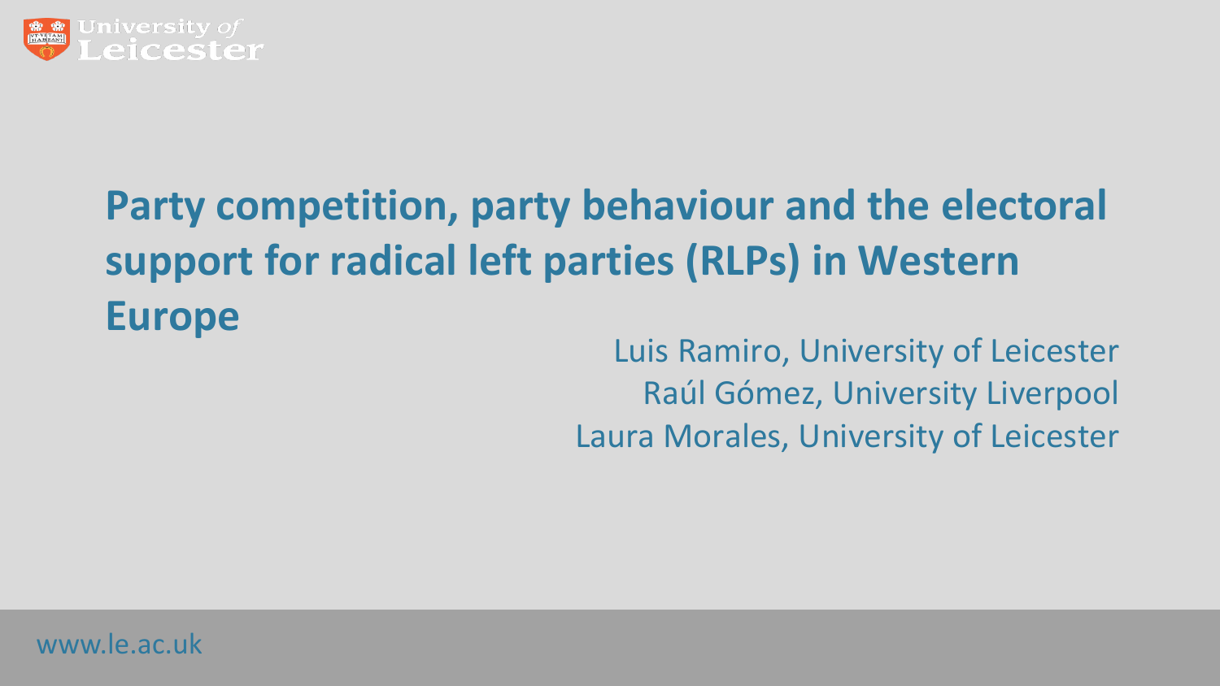# Party competition, party behaviour and the electoral support for radical left parties (RLPs) in Western Europe

Luis Ramiro, University of Leicester
Raúl Gómez, University Liverpool
Laura Morales, University of Leicester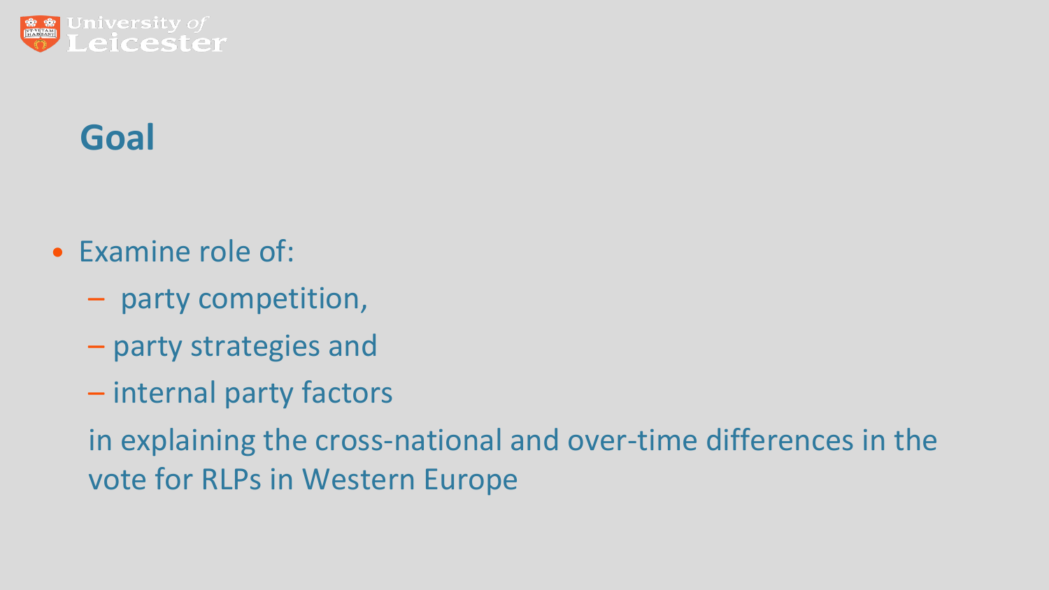# Goal

- Examine role of:
  - party competition,
  - party strategies and
  - internal party factors

  in explaining the cross-national and over-time differences in the vote for RLPs in Western Europe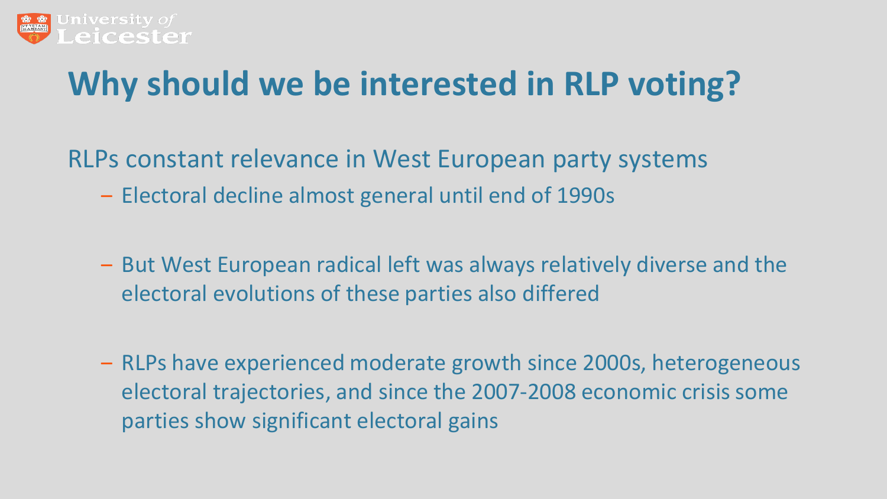# Why should we be interested in RLP voting?

RLPs constant relevance in West European party systems

- Electoral decline almost general until end of 1990s
- But West European radical left was always relatively diverse and the electoral evolutions of these parties also differed
- RLPs have experienced moderate growth since 2000s, heterogeneous electoral trajectories, and since the 2007-2008 economic crisis some parties show significant electoral gains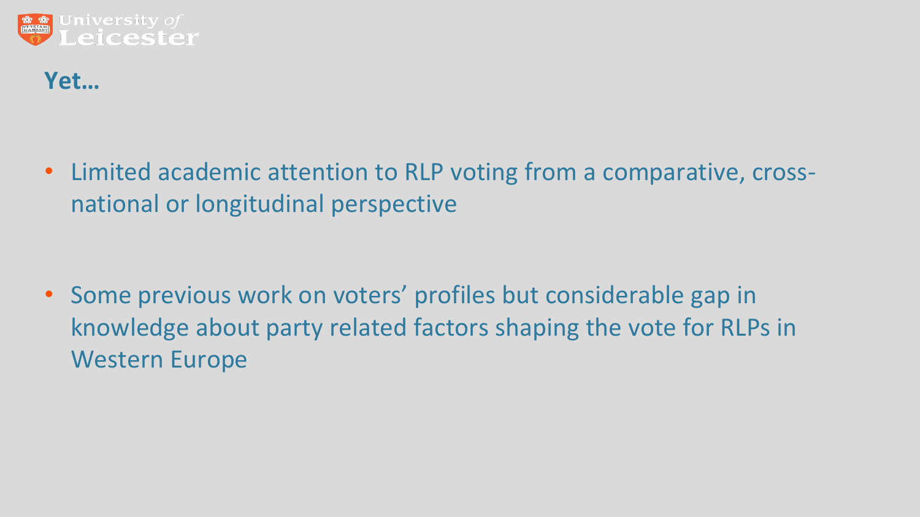## Yet…

- Limited academic attention to RLP voting from a comparative, cross-national or longitudinal perspective

- Some previous work on voters' profiles but considerable gap in knowledge about party related factors shaping the vote for RLPs in Western Europe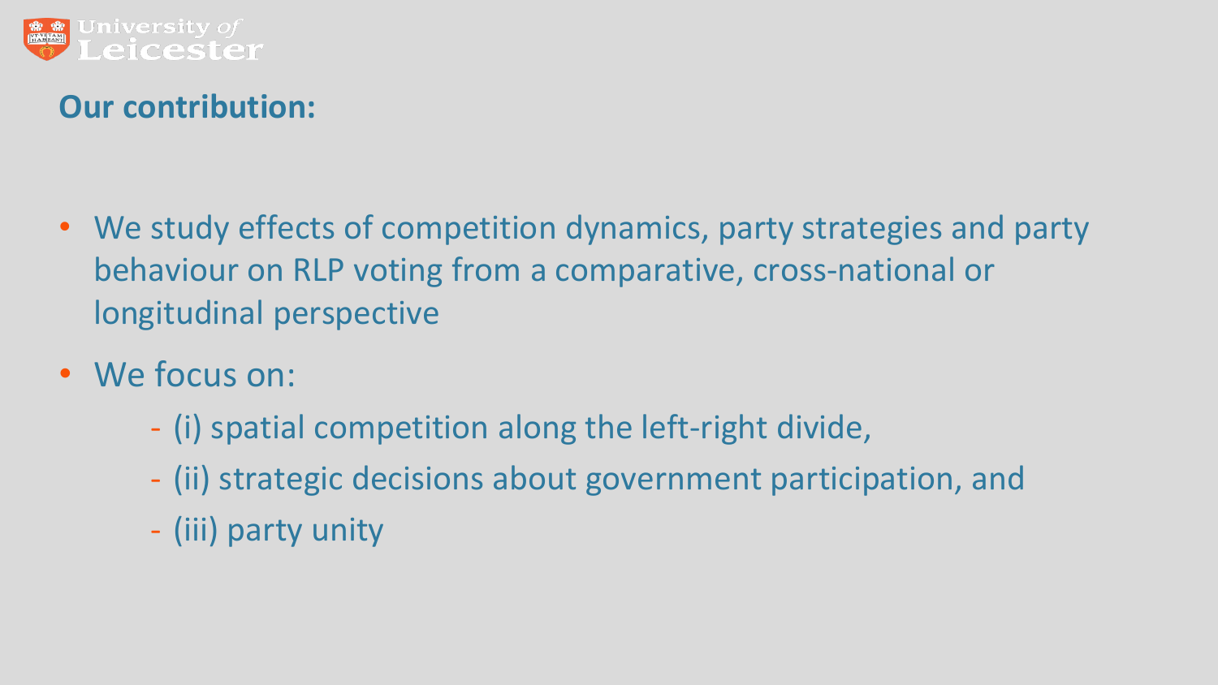## Our contribution:

- We study effects of competition dynamics, party strategies and party behaviour on RLP voting from a comparative, cross-national or longitudinal perspective
- We focus on:
  - (i) spatial competition along the left-right divide,
  - (ii) strategic decisions about government participation, and
  - (iii) party unity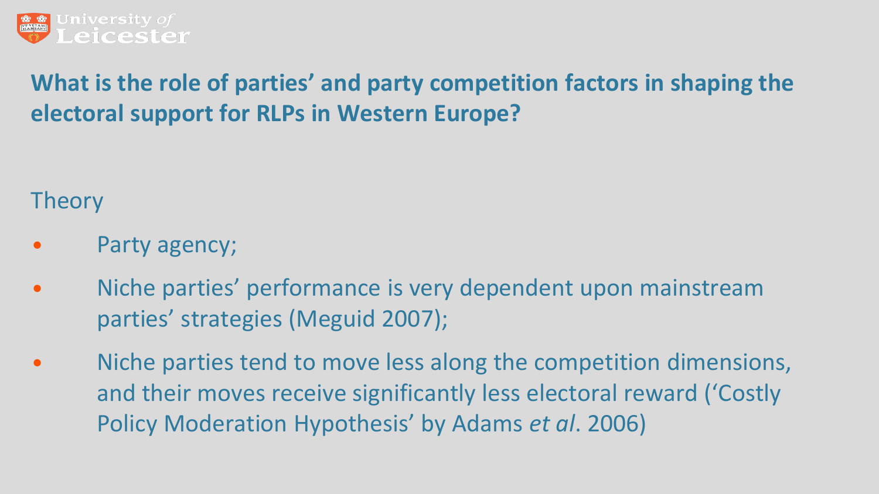## What is the role of parties' and party competition factors in shaping the electoral support for RLPs in Western Europe?

### Theory

- Party agency;
- Niche parties' performance is very dependent upon mainstream parties' strategies (Meguid 2007);
- Niche parties tend to move less along the competition dimensions, and their moves receive significantly less electoral reward ('Costly Policy Moderation Hypothesis' by Adams *et al*. 2006)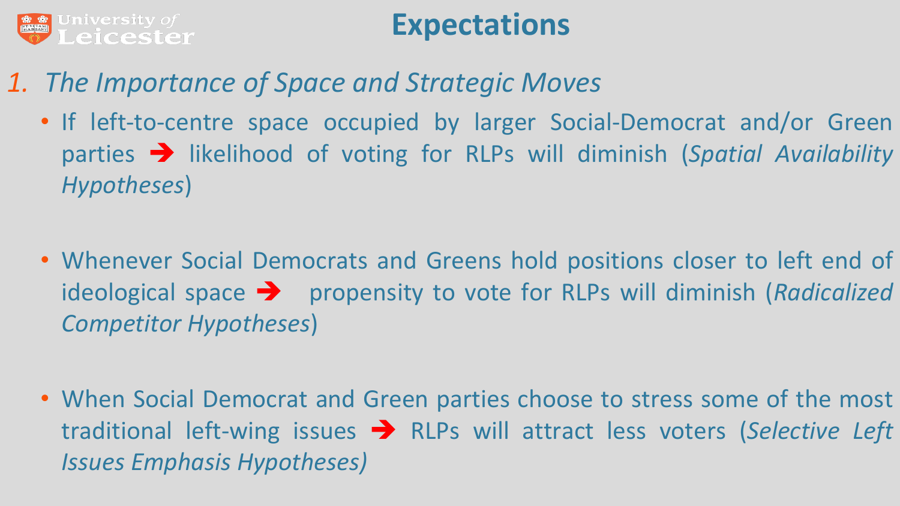# Expectations

1. *The Importance of Space and Strategic Moves*
   - If left-to-centre space occupied by larger Social-Democrat and/or Green parties ➔ likelihood of voting for RLPs will diminish (*Spatial Availability Hypotheses*)
   - Whenever Social Democrats and Greens hold positions closer to left end of ideological space ➔ propensity to vote for RLPs will diminish (*Radicalized Competitor Hypotheses*)
   - When Social Democrat and Green parties choose to stress some of the most traditional left-wing issues ➔ RLPs will attract less voters (*Selective Left Issues Emphasis Hypotheses)*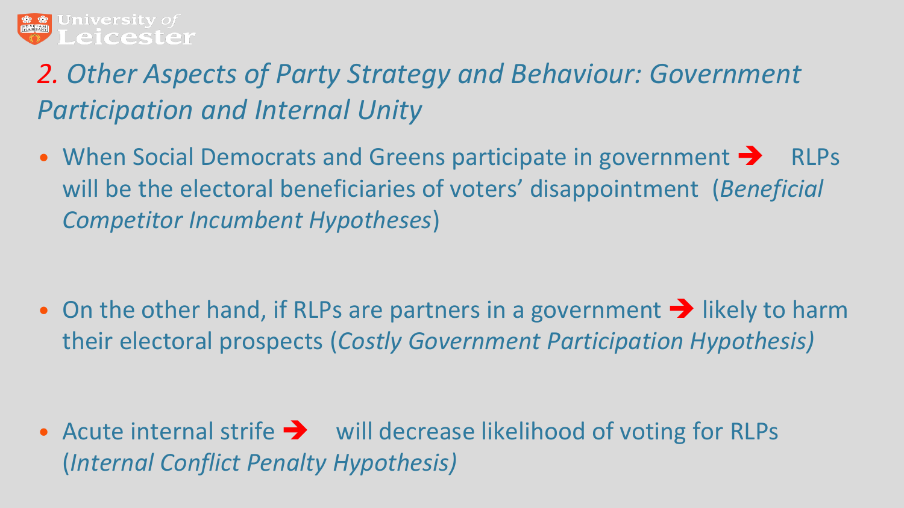## *2. Other Aspects of Party Strategy and Behaviour: Government Participation and Internal Unity*

- When Social Democrats and Greens participate in government ➔ RLPs will be the electoral beneficiaries of voters' disappointment (*Beneficial Competitor Incumbent Hypotheses*)

- On the other hand, if RLPs are partners in a government ➔ likely to harm their electoral prospects (*Costly Government Participation Hypothesis)*

- Acute internal strife ➔ will decrease likelihood of voting for RLPs (*Internal Conflict Penalty Hypothesis)*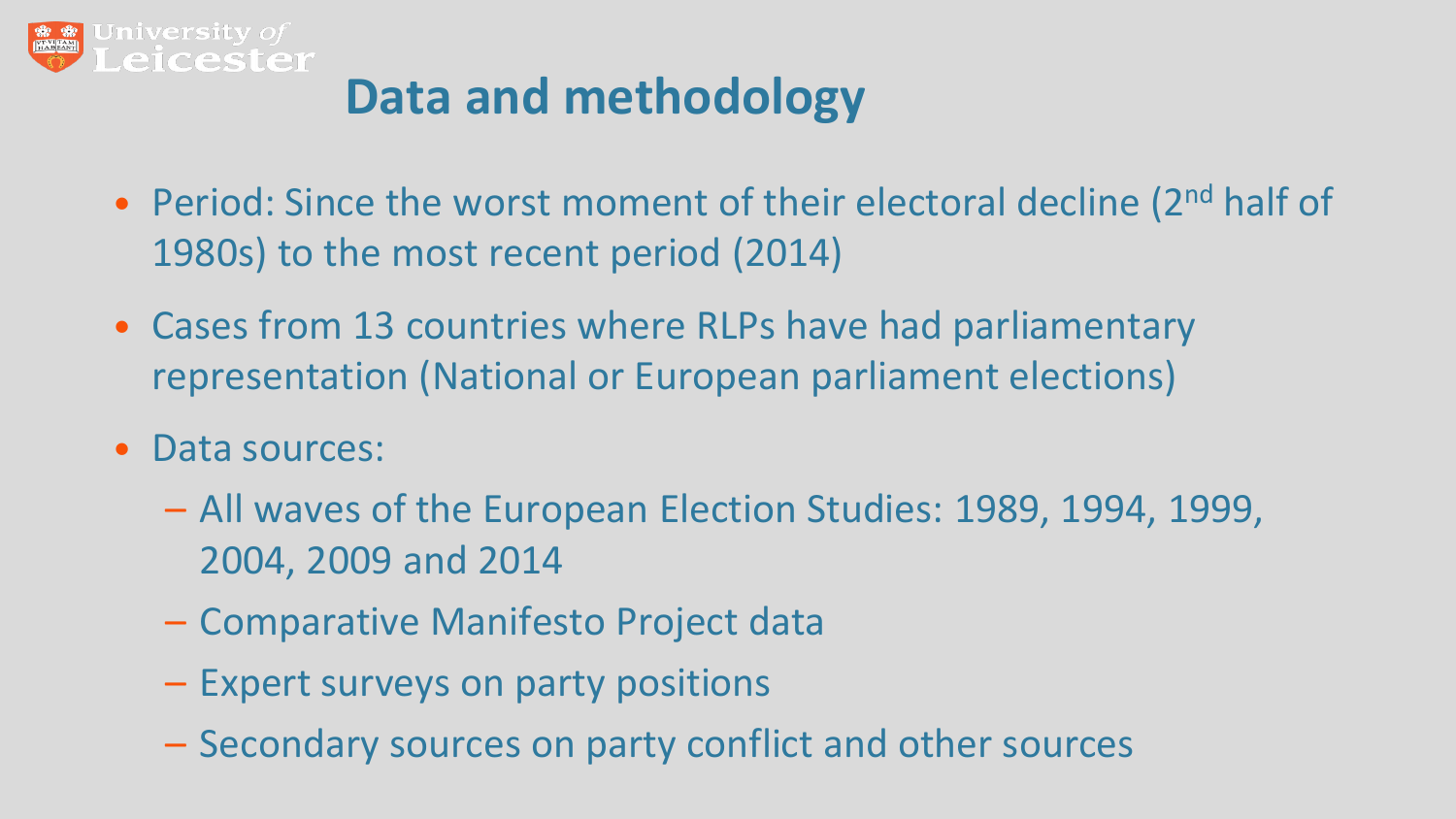# Data and methodology

- Period: Since the worst moment of their electoral decline (2nd half of 1980s) to the most recent period (2014)
- Cases from 13 countries where RLPs have had parliamentary representation (National or European parliament elections)
- Data sources:
  - All waves of the European Election Studies: 1989, 1994, 1999, 2004, 2009 and 2014
  - Comparative Manifesto Project data
  - Expert surveys on party positions
  - Secondary sources on party conflict and other sources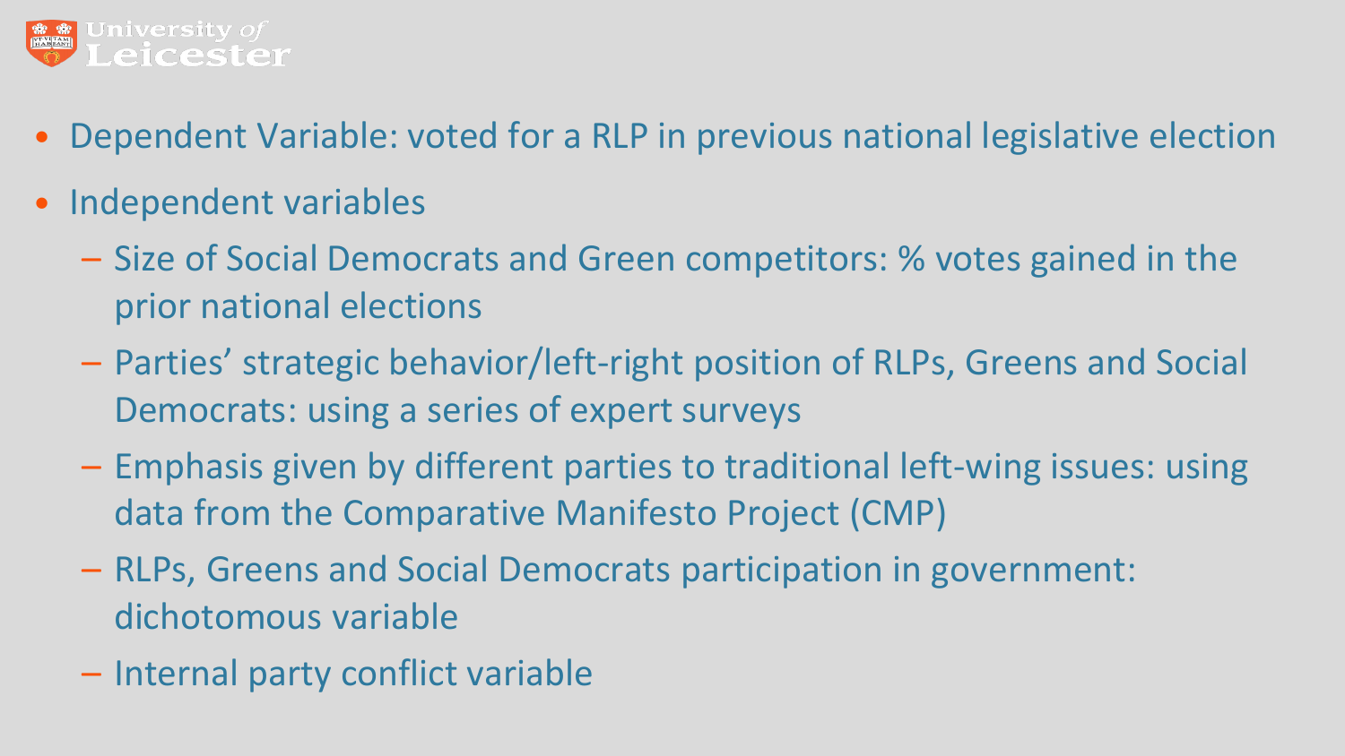- Dependent Variable: voted for a RLP in previous national legislative election
- Independent variables
  - Size of Social Democrats and Green competitors: % votes gained in the prior national elections
  - Parties' strategic behavior/left-right position of RLPs, Greens and Social Democrats: using a series of expert surveys
  - Emphasis given by different parties to traditional left-wing issues: using data from the Comparative Manifesto Project (CMP)
  - RLPs, Greens and Social Democrats participation in government: dichotomous variable
  - Internal party conflict variable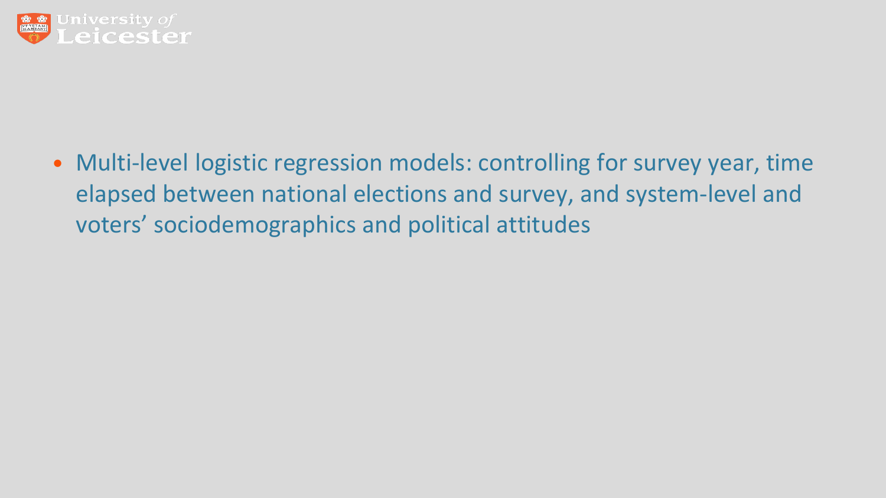- Multi-level logistic regression models: controlling for survey year, time elapsed between national elections and survey, and system-level and voters' sociodemographics and political attitudes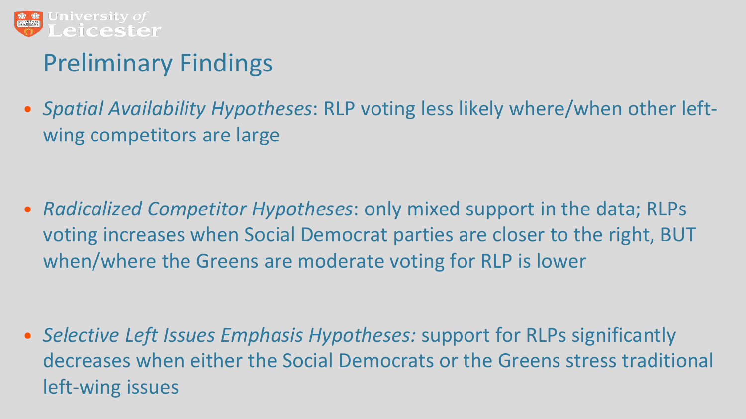## Preliminary Findings

- *Spatial Availability Hypotheses*: RLP voting less likely where/when other left-wing competitors are large

- *Radicalized Competitor Hypotheses*: only mixed support in the data; RLPs voting increases when Social Democrat parties are closer to the right, BUT when/where the Greens are moderate voting for RLP is lower

- *Selective Left Issues Emphasis Hypotheses:* support for RLPs significantly decreases when either the Social Democrats or the Greens stress traditional left-wing issues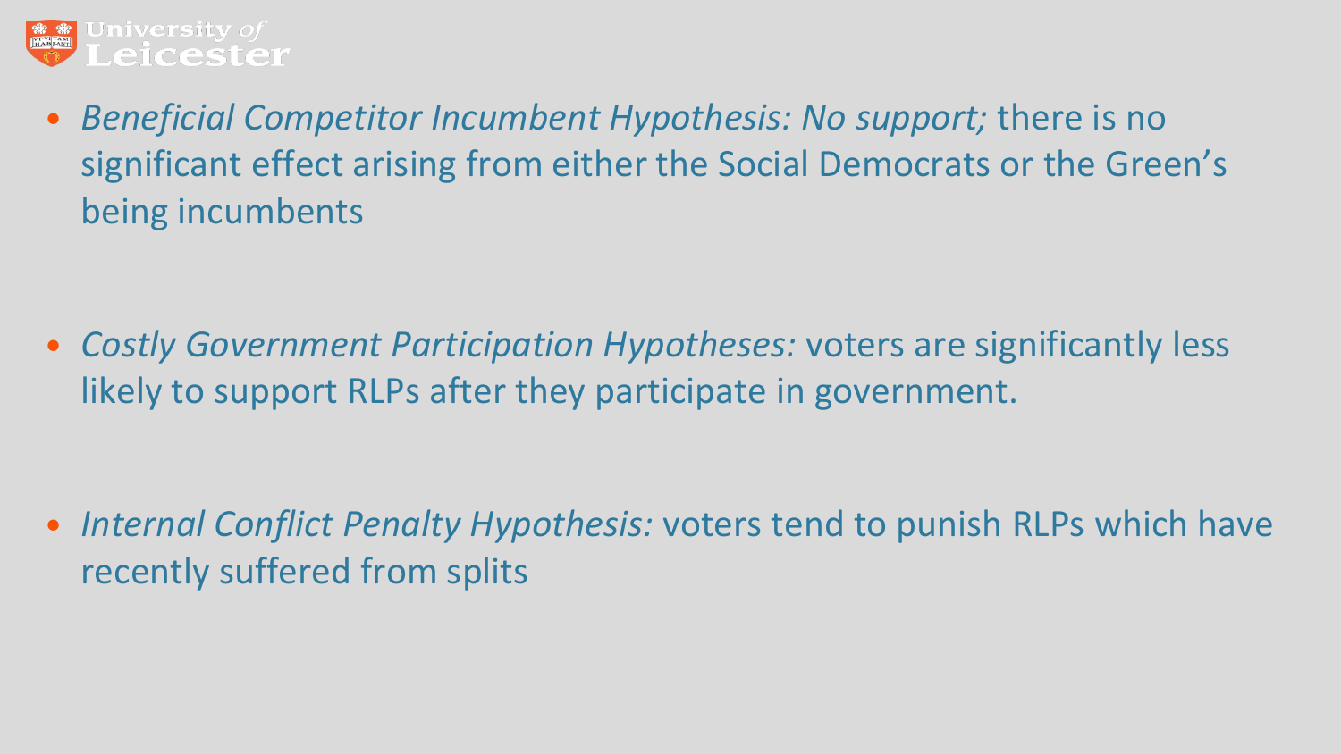- *Beneficial Competitor Incumbent Hypothesis: No support;* there is no significant effect arising from either the Social Democrats or the Green's being incumbents

- *Costly Government Participation Hypotheses:* voters are significantly less likely to support RLPs after they participate in government.

- *Internal Conflict Penalty Hypothesis:* voters tend to punish RLPs which have recently suffered from splits